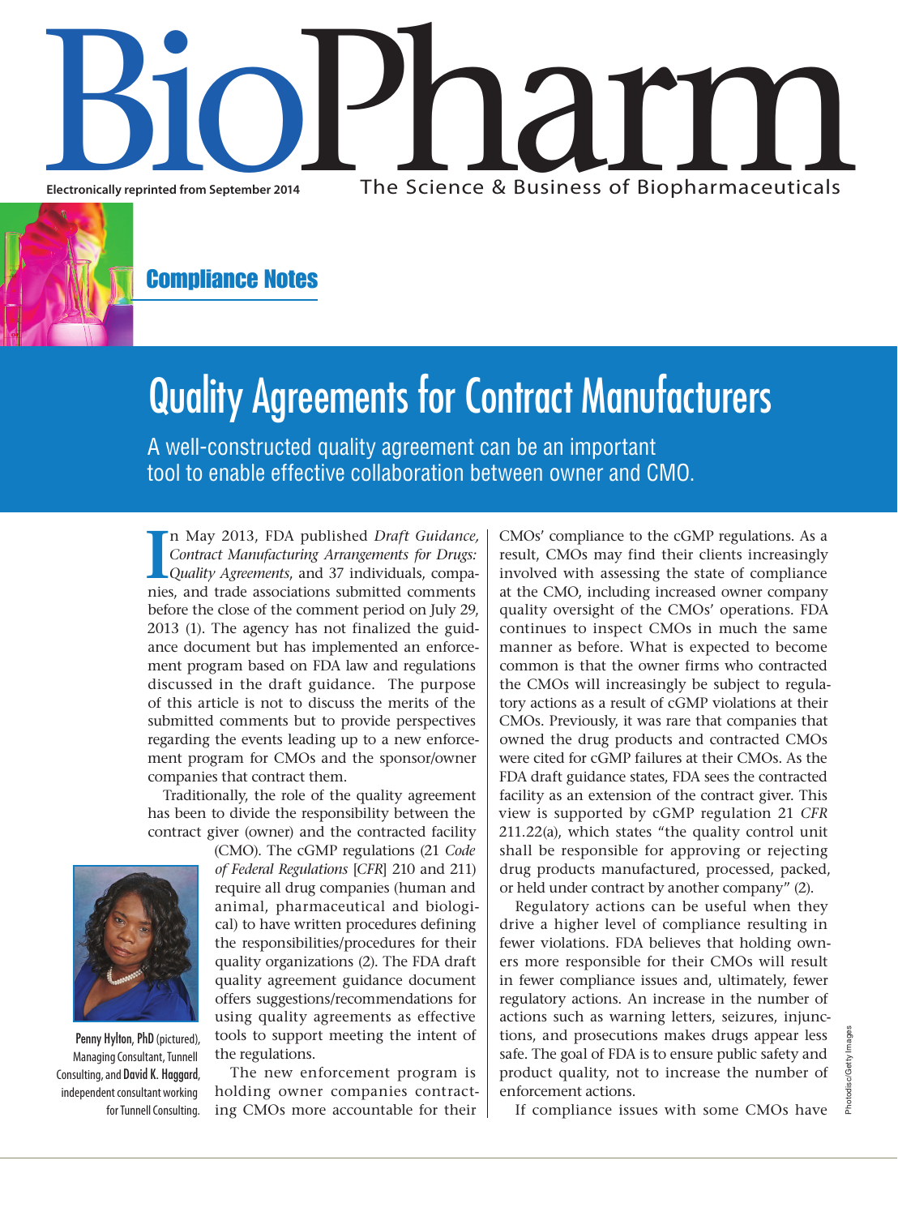Electronically reprinted from September 2014

# Compliance Notes

# Quality Agreements for Contract Manufacturers

A well-constructed quality agreement can be an important tool to enable effective collaboration between owner and CMO.

**Penny Hylton, PhD** (pictured), Managing Consultant, Tunnell Consulting, and **David K. Haggard**, independent consultant working for Tunnell Consulting.

In May 2013, FDA published *Draft Guidance, Contract Manufacturing Arrangements for Drugs: Quality Agreements*, and 37 individuals, companies, and trade associations submitted comments before the close of the comment period on July 29, 2013 (1). The agency has not finalized the guidance document but has implemented an enforcement program based on FDA law and regulations discussed in the draft guidance. The purpose of this article is not to discuss the merits of the submitted comments but to provide perspectives regarding the events leading up to a new enforcement program for CMOs and the sponsor/owner companies that contract them.

Traditionally, the role of the quality agreement has been to divide the responsibility between the contract giver (owner) and the contracted facility (CMO). The cGMP regulations (21 *Code of Federal Regulations* [*CFR*] 210 and 211) require all drug companies (human and animal, pharmaceutical and biological) to have written procedures defining the responsibilities/procedures for their quality organizations (2). The FDA draft quality agreement guidance document offers suggestions/recommendations for using quality agreements as effective tools to support meeting the intent of the regulations.

The new enforcement program is holding owner companies contracting CMOs more accountable for their CMOs' compliance to the cGMP regulations. As a result, CMOs may find their clients increasingly involved with assessing the state of compliance at the CMO, including increased owner company quality oversight of the CMOs' operations. FDA continues to inspect CMOs in much the same manner as before. What is expected to become common is that the owner firms who contracted the CMOs will increasingly be subject to regulatory actions as a result of cGMP violations at their CMOs. Previously, it was rare that companies that owned the drug products and contracted CMOs were cited for cGMP failures at their CMOs. As the FDA draft guidance states, FDA sees the contracted facility as an extension of the contract giver. This view is supported by cGMP regulation 21 *CFR* 211.22(a), which states "the quality control unit shall be responsible for approving or rejecting drug products manufactured, processed, packed, or held under contract by another company" (2).

Regulatory actions can be useful when they drive a higher level of compliance resulting in fewer violations. FDA believes that holding owners more responsible for their CMOs will result in fewer compliance issues and, ultimately, fewer regulatory actions. An increase in the number of actions such as warning letters, seizures, injunctions, and prosecutions makes drugs appear less safe. The goal of FDA is to ensure public safety and product quality, not to increase the number of enforcement actions.

If compliance issues with some CMOs have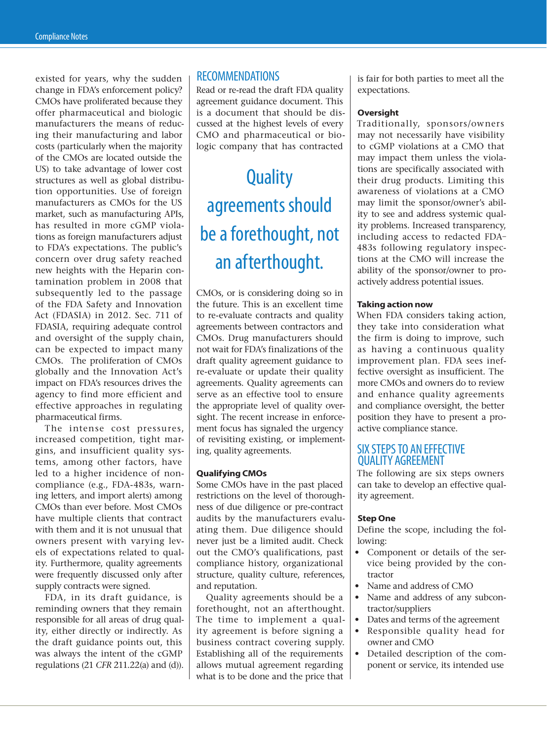existed for years, why the sudden change in FDA's enforcement policy? CMOs have proliferated because they offer pharmaceutical and biologic manufacturers the means of reducing their manufacturing and labor costs (particularly when the majority of the CMOs are located outside the US) to take advantage of lower cost structures as well as global distribution opportunities. Use of foreign manufacturers as CMOs for the US market, such as manufacturing APIs, has resulted in more cGMP violations as foreign manufacturers adjust to FDA's expectations. The public's concern over drug safety reached new heights with the Heparin contamination problem in 2008 that subsequently led to the passage of the FDA Safety and Innovation Act (FDASIA) in 2012. Sec. 711 of FDASIA, requiring adequate control and oversight of the supply chain, can be expected to impact many CMOs. The proliferation of CMOs globally and the Innovation Act's impact on FDA's resources drives the agency to find more efficient and effective approaches in regulating pharmaceutical firms.

The intense cost pressures, increased competition, tight margins, and insufficient quality systems, among other factors, have led to a higher incidence of noncompliance (e.g., FDA-483s, warning letters, and import alerts) among CMOs than ever before. Most CMOs have multiple clients that contract with them and it is not unusual that owners present with varying levels of expectations related to quality. Furthermore, quality agreements were frequently discussed only after supply contracts were signed.

FDA, in its draft guidance, is reminding owners that they remain responsible for all areas of drug quality, either directly or indirectly. As the draft guidance points out, this was always the intent of the cGMP regulations (21 *CFR* 211.22(a) and (d)).

## RECOMMENDATIONS

Read or re-read the draft FDA quality agreement guidance document. This is a document that should be discussed at the highest levels of every CMO and pharmaceutical or biologic company that has contracted CMOs, or is considering doing so in the future. This is an excellent time to re-evaluate contracts and quality agreements between contractors and CMOs. Drug manufacturers should not wait for FDA's finalizations of the draft quality agreement guidance to re-evaluate or update their quality agreements. Quality agreements can serve as an effective tool to ensure the appropriate level of quality oversight. The recent increase in enforcement focus has signaled the urgency of revisiting existing, or implementing, quality agreements.

> Quality agreements should be a forethought, not an afterthought.

### Qualifying CMOs

Some CMOs have in the past placed restrictions on the level of thoroughness of due diligence or pre-contract audits by the manufacturers evaluating them. Due diligence should never just be a limited audit. Check out the CMO's qualifications, past compliance history, organizational structure, quality culture, references, and reputation.

Quality agreements should be a forethought, not an afterthought. The time to implement a quality agreement is before signing a business contract covering supply. Establishing all of the requirements allows mutual agreement regarding what is to be done and the price that is fair for both parties to meet all the expectations.

### Oversight

Traditionally, sponsors/owners may not necessarily have visibility to cGMP violations at a CMO that may impact them unless the violations are specifically associated with their drug products. Limiting this awareness of violations at a CMO may limit the sponsor/owner's ability to see and address systemic quality problems. Increased transparency, including access to redacted FDA-483s following regulatory inspections at the CMO will increase the ability of the sponsor/owner to proactively address potential issues.

### Taking action now

When FDA considers taking action, they take into consideration what the firm is doing to improve, such as having a continuous quality improvement plan. FDA sees ineffective oversight as insufficient. The more CMOs and owners do to review and enhance quality agreements and compliance oversight, the better position they have to present a proactive compliance stance.

## SIX STEPS TO AN EFFECTIVE QUALITY AGREEMENT

The following are six steps owners can take to develop an effective quality agreement.

### Step One

Define the scope, including the following:

- Component or details of the service being provided by the contractor
- Name and address of CMO
- Name and address of any subcontractor/suppliers
- Dates and terms of the agreement
- Responsible quality head for owner and CMO
- Detailed description of the component or service, its intended use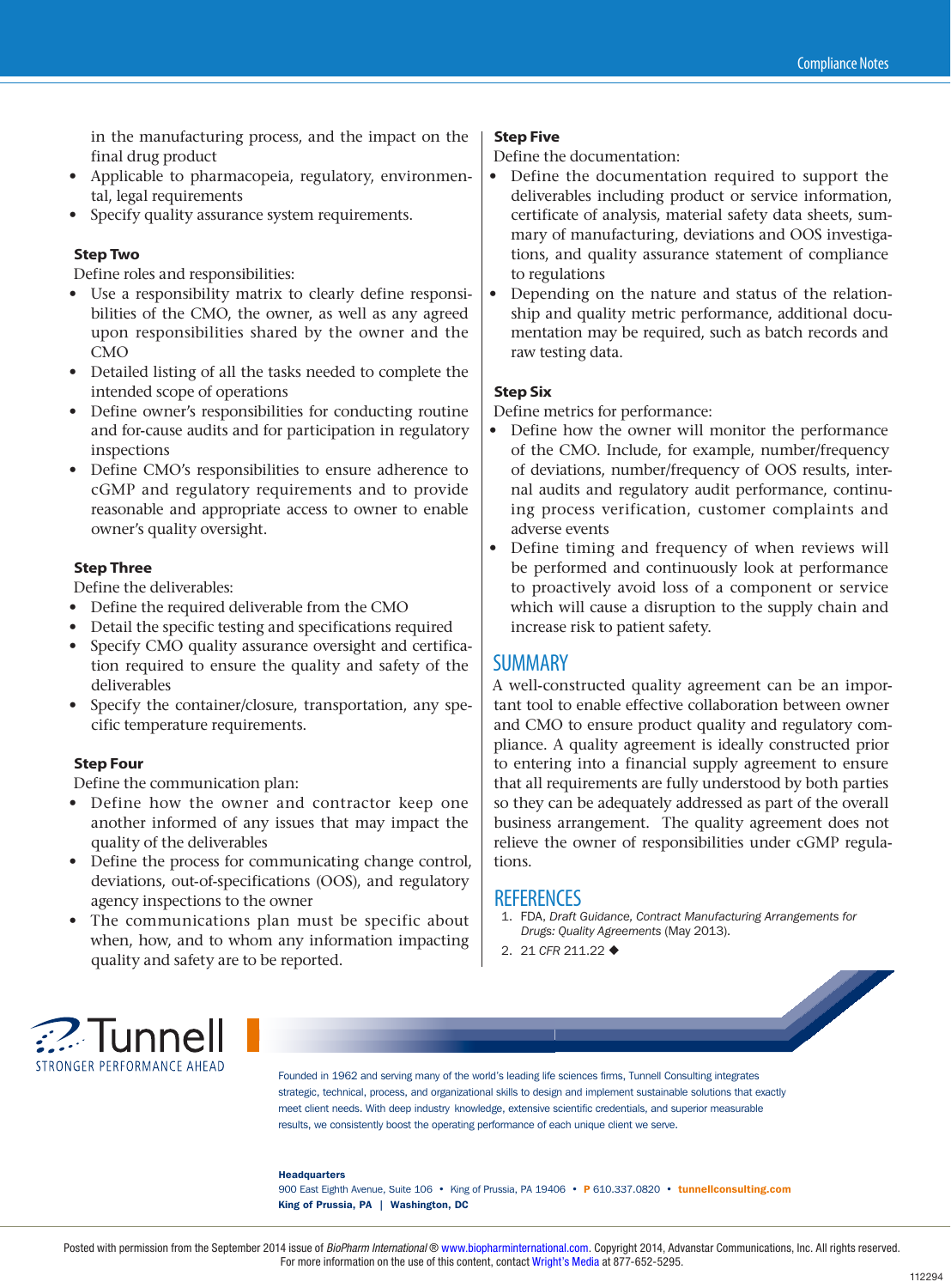in the manufacturing process, and the impact on the final drug product

- Applicable to pharmacopeia, regulatory, environmental, legal requirements
- Specify quality assurance system requirements.

**Step Two**

Define roles and responsibilities:

- Use a responsibility matrix to clearly define responsibilities of the CMO, the owner, as well as any agreed upon responsibilities shared by the owner and the CMO
- Detailed listing of all the tasks needed to complete the intended scope of operations
- Define owner's responsibilities for conducting routine and for-cause audits and for participation in regulatory inspections
- Define CMO's responsibilities to ensure adherence to cGMP and regulatory requirements and to provide reasonable and appropriate access to owner to enable owner's quality oversight.

**Step Three**

Define the deliverables:

- Define the required deliverable from the CMO
- Detail the specific testing and specifications required
- Specify CMO quality assurance oversight and certification required to ensure the quality and safety of the deliverables
- Specify the container/closure, transportation, any specific temperature requirements.

**Step Four**

Define the communication plan:

- Define how the owner and contractor keep one another informed of any issues that may impact the quality of the deliverables
- Define the process for communicating change control, deviations, out-of-specifications (OOS), and regulatory agency inspections to the owner
- The communications plan must be specific about when, how, and to whom any information impacting quality and safety are to be reported.

**Step Five**

Define the documentation:

- Define the documentation required to support the deliverables including product or service information, certificate of analysis, material safety data sheets, summary of manufacturing, deviations and OOS investigations, and quality assurance statement of compliance to regulations
- Depending on the nature and status of the relationship and quality metric performance, additional documentation may be required, such as batch records and raw testing data.

**Step Six**

Define metrics for performance:

- Define how the owner will monitor the performance of the CMO. Include, for example, number/frequency of deviations, number/frequency of OOS results, internal audits and regulatory audit performance, continuing process verification, customer complaints and adverse events
- Define timing and frequency of when reviews will be performed and continuously look at performance to proactively avoid loss of a component or service which will cause a disruption to the supply chain and increase risk to patient safety.

## SUMMARY

A well-constructed quality agreement can be an important tool to enable effective collaboration between owner and CMO to ensure product quality and regulatory compliance. A quality agreement is ideally constructed prior to entering into a financial supply agreement to ensure that all requirements are fully understood by both parties so they can be adequately addressed as part of the overall business arrangement. The quality agreement does not relieve the owner of responsibilities under cGMP regulations.

## REFERENCES

1. FDA, *Draft Guidance, Contract Manufacturing Arrangements for Drugs: Quality Agreements* (May 2013).
2. 21 *CFR* 211.22 ◆

Tunnell
STRONGER PERFORMANCE AHEAD

Founded in 1962 and serving many of the world's leading life sciences firms, Tunnell Consulting integrates strategic, technical, process, and organizational skills to design and implement sustainable solutions that exactly meet client needs. With deep industry knowledge, extensive scientific credentials, and superior measurable results, we consistently boost the operating performance of each unique client we serve.

**Headquarters**
900 East Eighth Avenue, Suite 106 • King of Prussia, PA 19406 • P 610.337.0820 • tunnellconsulting.com
**King of Prussia, PA | Washington, DC**

Posted with permission from the September 2014 issue of *BioPharm International* ® www.biopharminternational.com. Copyright 2014, Advanstar Communications, Inc. All rights reserved.
For more information on the use of this content, contact Wright's Media at 877-652-5295.

112294